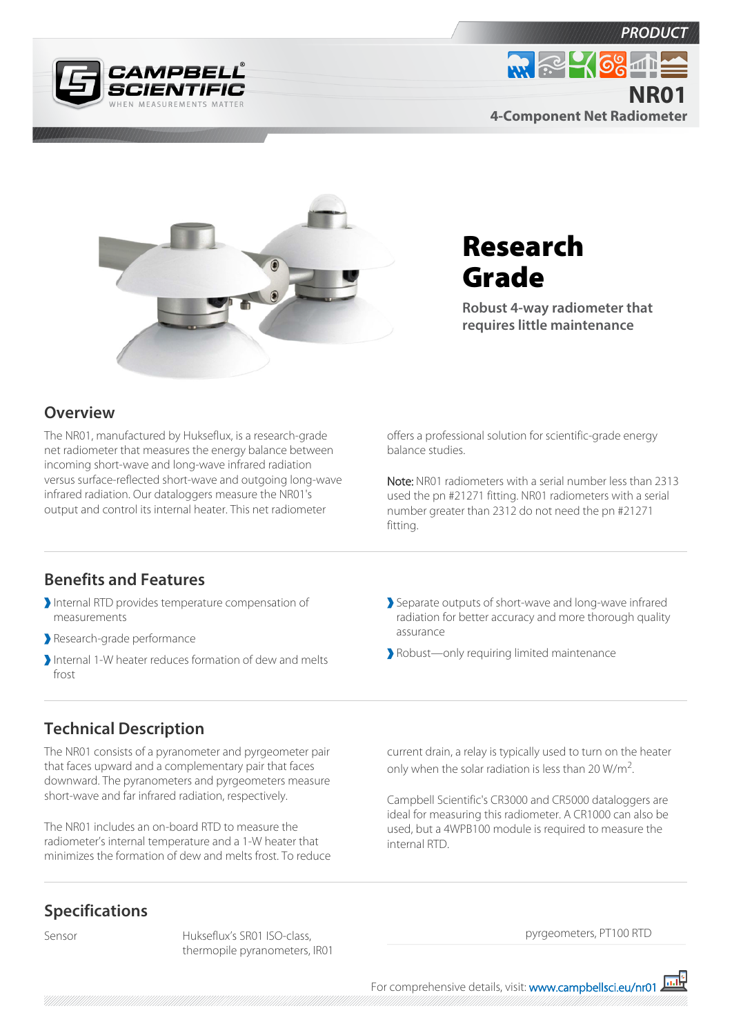Campbell Scientific — When Measurements Matter

PRODUCT

# NR01

4-Component Net Radiometer

## Research Grade

**Robust 4-way radiometer that requires little maintenance**

## Overview

The NR01, manufactured by Hukseflux, is a research-grade net radiometer that measures the energy balance between incoming short-wave and long-wave infrared radiation versus surface-reflected short-wave and outgoing long-wave infrared radiation. Our dataloggers measure the NR01's output and control its internal heater. This net radiometer offers a professional solution for scientific-grade energy balance studies.

Note: NR01 radiometers with a serial number less than 2313 used the pn #21271 fitting. NR01 radiometers with a serial number greater than 2312 do not need the pn #21271 fitting.

## Benefits and Features

- Internal RTD provides temperature compensation of measurements
- Research-grade performance
- Internal 1-W heater reduces formation of dew and melts frost
- Separate outputs of short-wave and long-wave infrared radiation for better accuracy and more thorough quality assurance
- Robust—only requiring limited maintenance

## Technical Description

The NR01 consists of a pyranometer and pyrgeometer pair that faces upward and a complementary pair that faces downward. The pyranometers and pyrgeometers measure short-wave and far infrared radiation, respectively.

The NR01 includes an on-board RTD to measure the radiometer's internal temperature and a 1-W heater that minimizes the formation of dew and melts frost. To reduce current drain, a relay is typically used to turn on the heater only when the solar radiation is less than 20 W/m$^2$.

Campbell Scientific's CR3000 and CR5000 dataloggers are ideal for measuring this radiometer. A CR1000 can also be used, but a 4WPB100 module is required to measure the internal RTD.

## Specifications

| | |
|---|---|
| Sensor | Hukseflux's SR01 ISO-class, thermopile pyranometers, IR01 pyrgeometers, PT100 RTD |

For comprehensive details, visit: www.campbellsci.eu/nr01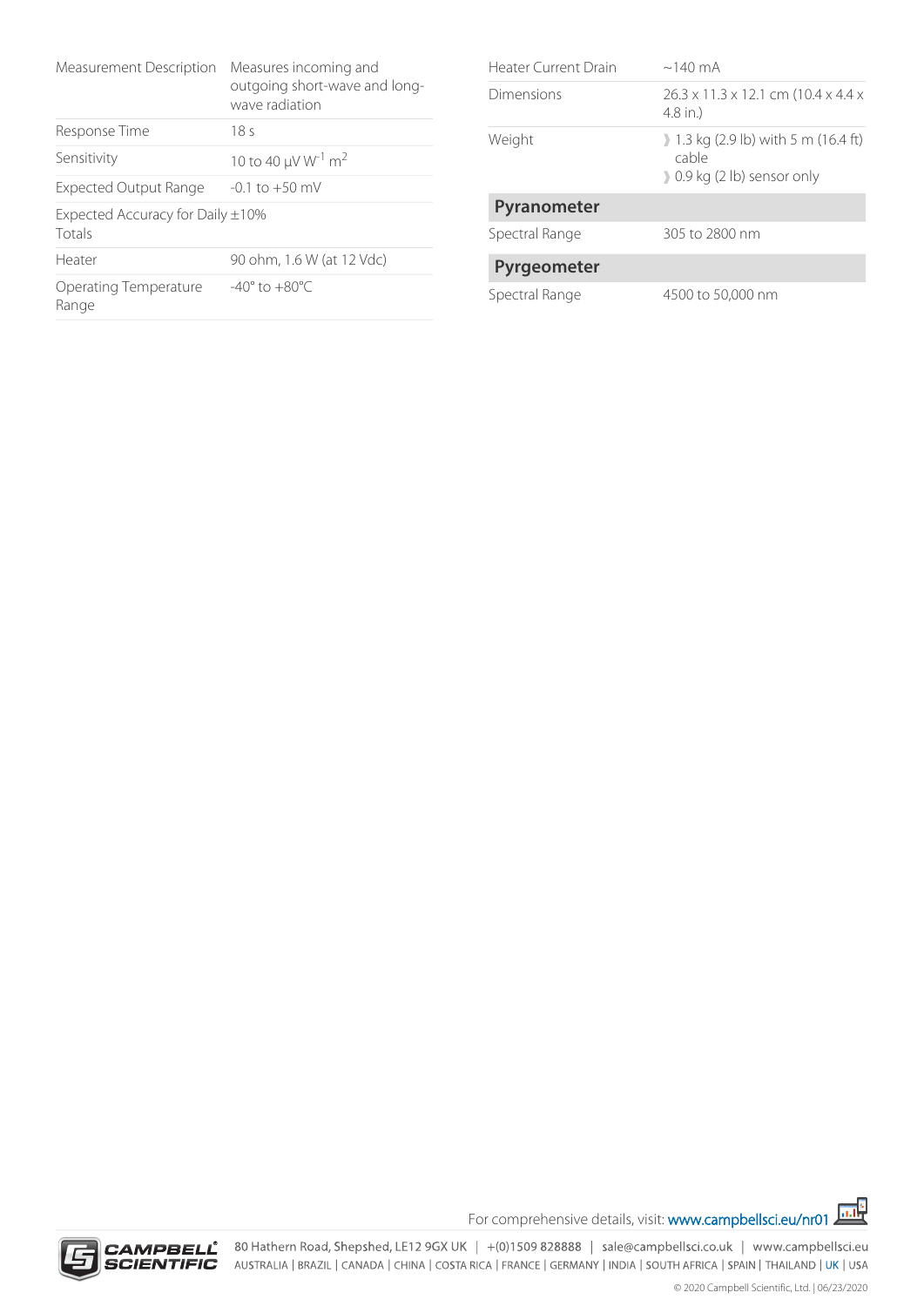| | |
|---|---|
| Measurement Description | Measures incoming and outgoing short-wave and long-wave radiation |
| Response Time | 18 s |
| Sensitivity | 10 to 40 µV $W^{-1}$ $m^2$ |
| Expected Output Range | -0.1 to +50 mV |
| Expected Accuracy for Daily Totals | ±10% |
| Heater | 90 ohm, 1.6 W (at 12 Vdc) |
| Operating Temperature Range | -40° to +80°C |
| Heater Current Drain | ~140 mA |
| Dimensions | 26.3 x 11.3 x 12.1 cm (10.4 x 4.4 x 4.8 in.) |
| Weight | 1.3 kg (2.9 lb) with 5 m (16.4 ft) cable; 0.9 kg (2 lb) sensor only |

## Pyranometer

| | |
|---|---|
| Spectral Range | 305 to 2800 nm |

## Pyrgeometer

| | |
|---|---|
| Spectral Range | 4500 to 50,000 nm |

For comprehensive details, visit: www.campbellsci.eu/nr01

CAMPBELL SCIENTIFIC

80 Hathern Road, Shepshed, LE12 9GX UK | +(0)1509 828888 | sale@campbellsci.co.uk | www.campbellsci.eu

AUSTRALIA | BRAZIL | CANADA | CHINA | COSTA RICA | FRANCE | GERMANY | INDIA | SOUTH AFRICA | SPAIN | THAILAND | UK | USA

© 2020 Campbell Scientific, Ltd. | 06/23/2020